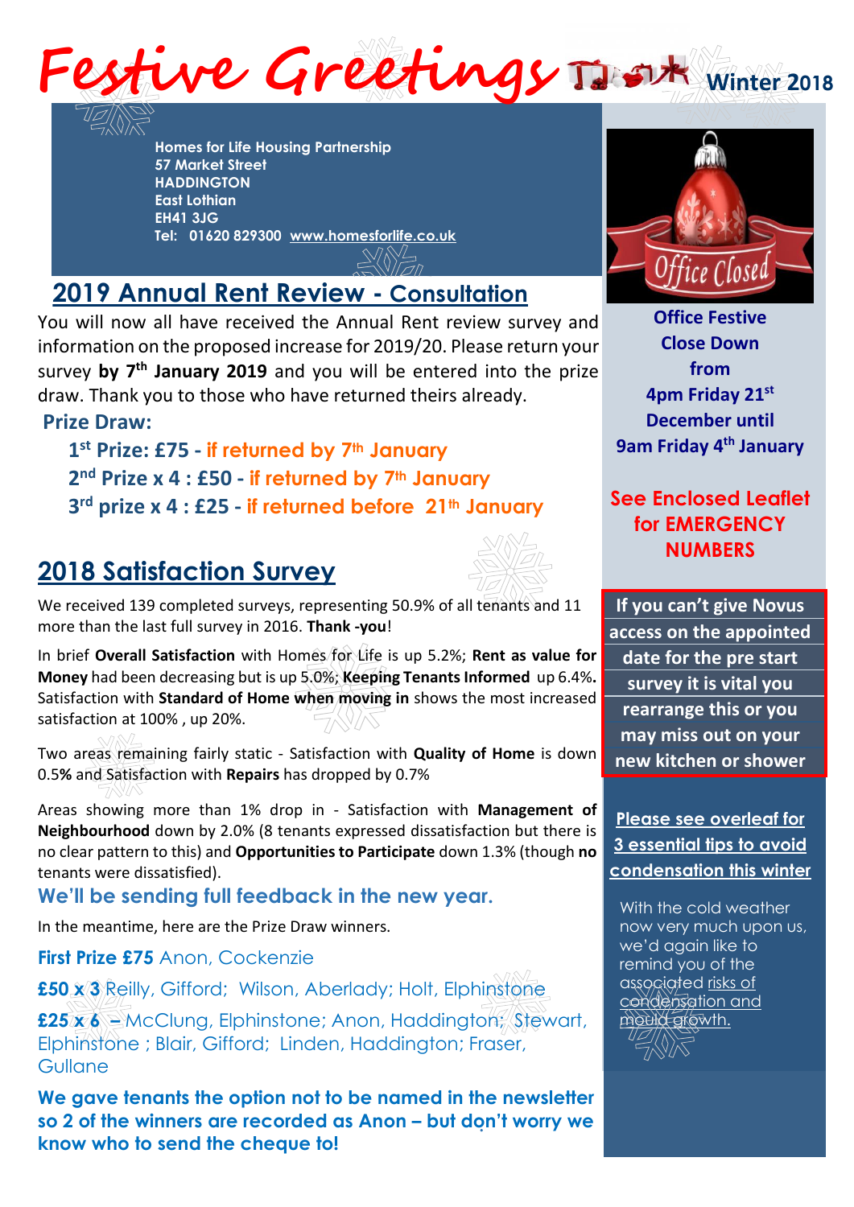# Festive Greetings

**Winter 2018**

**Homes for Life Housing Partnership**
**57 Market Street**
**HADDINGTON**
**East Lothian**
**EH41 3JG**
**Tel: 01620 829300 www.homesforlife.co.uk**

## 2019 Annual Rent Review - Consultation

You will now all have received the Annual Rent review survey and information on the proposed increase for 2019/20. Please return your survey **by 7th January 2019** and you will be entered into the prize draw. Thank you to those who have returned theirs already.

**Prize Draw:**

**1st Prize: £75 - if returned by 7th January**
**2nd Prize x 4 : £50 - if returned by 7th January**
**3rd prize x 4 : £25 - if returned before 21th January**

## 2018 Satisfaction Survey

We received 139 completed surveys, representing 50.9% of all tenants and 11 more than the last full survey in 2016. **Thank -you**!

In brief **Overall Satisfaction** with Homes for Life is up 5.2%; **Rent as value for Money** had been decreasing but is up 5.0%; **Keeping Tenants Informed** up 6.4%**.** Satisfaction with **Standard of Home when moving in** shows the most increased satisfaction at 100% , up 20%.

Two areas remaining fairly static - Satisfaction with **Quality of Home** is down 0.5**%** and Satisfaction with **Repairs** has dropped by 0.7%

Areas showing more than 1% drop in - Satisfaction with **Management of Neighbourhood** down by 2.0% (8 tenants expressed dissatisfaction but there is no clear pattern to this) and **Opportunities to Participate** down 1.3% (though **no** tenants were dissatisfied).

**We'll be sending full feedback in the new year.**

In the meantime, here are the Prize Draw winners.

**First Prize £75** Anon, Cockenzie

**£50 x 3** Reilly, Gifford; Wilson, Aberlady; Holt, Elphinstone

**£25 x 6** – McClung, Elphinstone; Anon, Haddington; Stewart, Elphinstone ; Blair, Gifford; Linden, Haddington; Fraser, Gullane

**We gave tenants the option not to be named in the newsletter so 2 of the winners are recorded as Anon – but don't worry we know who to send the cheque to!**

Office Closed

**Office Festive Close Down from 4pm Friday 21st December until 9am Friday 4th January**

**See Enclosed Leaflet for EMERGENCY NUMBERS**

**If you can't give Novus access on the appointed date for the pre start survey it is vital you rearrange this or you may miss out on your new kitchen or shower**

**Please see overleaf for 3 essential tips to avoid condensation this winter**

With the cold weather now very much upon us, we'd again like to remind you of the associated risks of condensation and mould growth.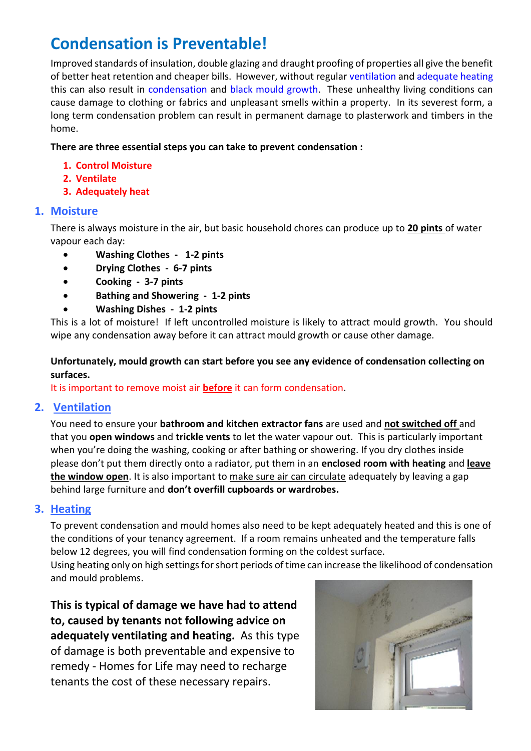# Condensation is Preventable!

Improved standards of insulation, double glazing and draught proofing of properties all give the benefit of better heat retention and cheaper bills. However, without regular ventilation and adequate heating this can also result in condensation and black mould growth. These unhealthy living conditions can cause damage to clothing or fabrics and unpleasant smells within a property. In its severest form, a long term condensation problem can result in permanent damage to plasterwork and timbers in the home.

**There are three essential steps you can take to prevent condensation :**

1. **Control Moisture**
2. **Ventilate**
3. **Adequately heat**

## 1. Moisture

There is always moisture in the air, but basic household chores can produce up to **20 pints** of water vapour each day:

- **Washing Clothes - 1-2 pints**
- **Drying Clothes - 6-7 pints**
- **Cooking - 3-7 pints**
- **Bathing and Showering - 1-2 pints**
- **Washing Dishes - 1-2 pints**

This is a lot of moisture! If left uncontrolled moisture is likely to attract mould growth. You should wipe any condensation away before it can attract mould growth or cause other damage.

**Unfortunately, mould growth can start before you see any evidence of condensation collecting on surfaces.**

It is important to remove moist air **before** it can form condensation.

## 2. Ventilation

You need to ensure your **bathroom and kitchen extractor fans** are used and **not switched off** and that you **open windows** and **trickle vents** to let the water vapour out. This is particularly important when you're doing the washing, cooking or after bathing or showering. If you dry clothes inside please don't put them directly onto a radiator, put them in an **enclosed room with heating** and **leave the window open**. It is also important to make sure air can circulate adequately by leaving a gap behind large furniture and **don't overfill cupboards or wardrobes.**

## 3. Heating

To prevent condensation and mould homes also need to be kept adequately heated and this is one of the conditions of your tenancy agreement. If a room remains unheated and the temperature falls below 12 degrees, you will find condensation forming on the coldest surface.

Using heating only on high settings for short periods of time can increase the likelihood of condensation and mould problems.

**This is typical of damage we have had to attend to, caused by tenants not following advice on adequately ventilating and heating.** As this type of damage is both preventable and expensive to remedy - Homes for Life may need to recharge tenants the cost of these necessary repairs.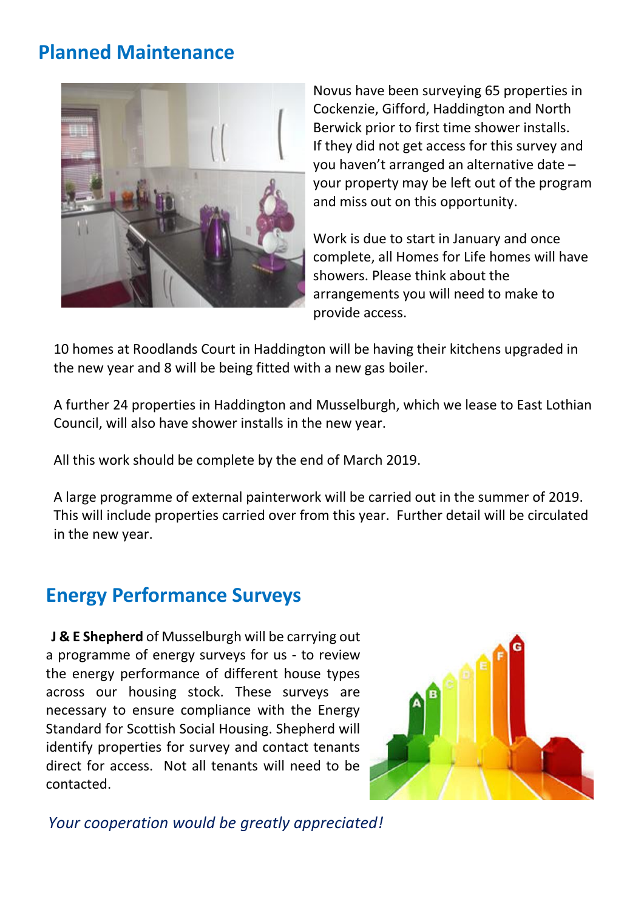## Planned Maintenance

Novus have been surveying 65 properties in Cockenzie, Gifford, Haddington and North Berwick prior to first time shower installs. If they did not get access for this survey and you haven't arranged an alternative date – your property may be left out of the program and miss out on this opportunity.

Work is due to start in January and once complete, all Homes for Life homes will have showers. Please think about the arrangements you will need to make to provide access.

10 homes at Roodlands Court in Haddington will be having their kitchens upgraded in the new year and 8 will be being fitted with a new gas boiler.

A further 24 properties in Haddington and Musselburgh, which we lease to East Lothian Council, will also have shower installs in the new year.

All this work should be complete by the end of March 2019.

A large programme of external painterwork will be carried out in the summer of 2019. This will include properties carried over from this year. Further detail will be circulated in the new year.

## Energy Performance Surveys

**J & E Shepherd** of Musselburgh will be carrying out a programme of energy surveys for us - to review the energy performance of different house types across our housing stock. These surveys are necessary to ensure compliance with the Energy Standard for Scottish Social Housing. Shepherd will identify properties for survey and contact tenants direct for access. Not all tenants will need to be contacted.

*Your cooperation would be greatly appreciated!*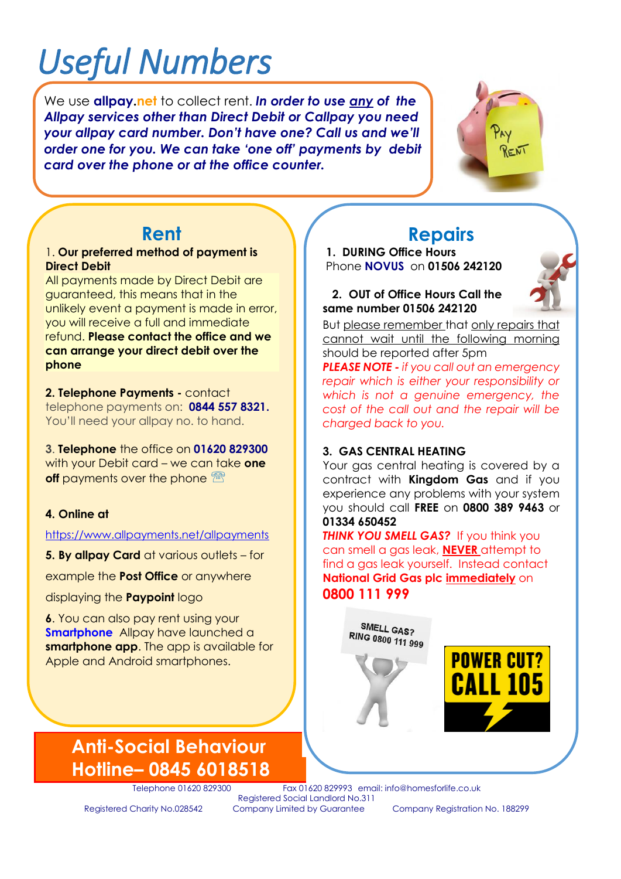# Useful Numbers

We use **allpay.net** to collect rent. ***In order to use any of the Allpay services other than Direct Debit or Callpay you need your allpay card number. Don't have one? Call us and we'll order one for you. We can take 'one off' payments by debit card over the phone or at the office counter.***

## Rent

1. **Our preferred method of payment is Direct Debit**
All payments made by Direct Debit are guaranteed, this means that in the unlikely event a payment is made in error, you will receive a full and immediate refund. **Please contact the office and we can arrange your direct debit over the phone**

**2. Telephone Payments -** contact telephone payments on: **0844 557 8321.** You'll need your allpay no. to hand.

**3. Telephone** the office on **01620 829300** with your Debit card – we can take **one off** payments over the phone ☏

**4. Online at**

https://www.allpayments.net/allpayments

**5. By allpay Card** at various outlets – for example the **Post Office** or anywhere displaying the **Paypoint** logo

**6.** You can also pay rent using your **Smartphone** Allpay have launched a **smartphone app**. The app is available for Apple and Android smartphones.

## Repairs

1. **DURING Office Hours**
Phone **NOVUS** on **01506 242120**

2. **OUT of Office Hours Call the same number 01506 242120**

But please remember that only repairs that cannot wait until the following morning should be reported after 5pm

***PLEASE NOTE -*** *if you call out an emergency repair which is either your responsibility or which is not a genuine emergency, the cost of the call out and the repair will be charged back to you.*

**3. GAS CENTRAL HEATING**
Your gas central heating is covered by a contract with **Kingdom Gas** and if you experience any problems with your system you should call **FREE** on **0800 389 9463** or **01334 650452**

***THINK YOU SMELL GAS?*** If you think you can smell a gas leak, **NEVER** attempt to find a gas leak yourself. Instead contact **National Grid Gas plc immediately** on **0800 111 999**

SMELL GAS? RING 0800 111 999

POWER CUT? CALL 105

## Anti-Social Behaviour Hotline– 0845 6018518

Telephone 01620 829300 Fax 01620 829993 email: info@homesforlife.co.uk
Registered Social Landlord No.311
Registered Charity No.028542 Company Limited by Guarantee Company Registration No. 188299